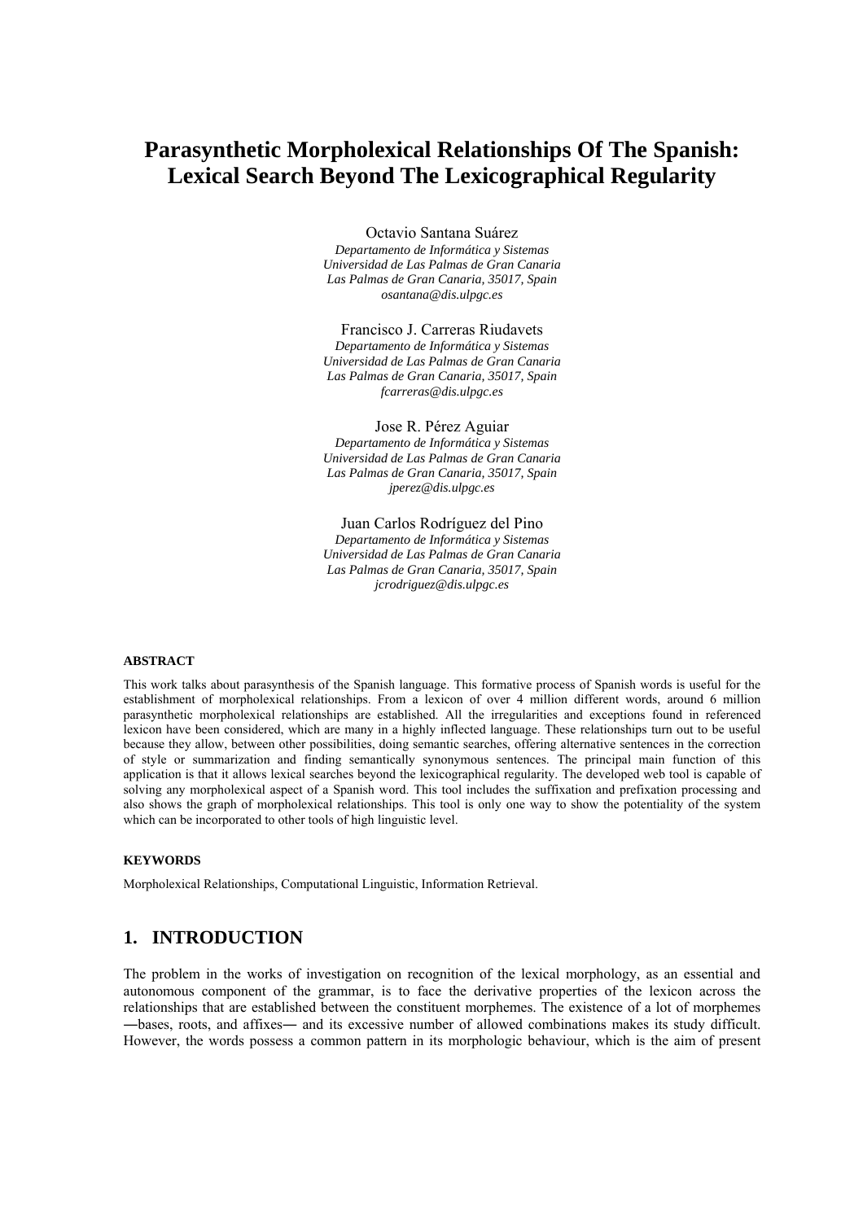# Parasynthetic Morpholexical Relationships Of The Spanish: Lexical Search Beyond The Lexicographical Regularity

Octavio Santana Suárez
*Departamento de Informática y Sistemas*
*Universidad de Las Palmas de Gran Canaria*
*Las Palmas de Gran Canaria, 35017, Spain*
*osantana@dis.ulpgc.es*

Francisco J. Carreras Riudavets
*Departamento de Informática y Sistemas*
*Universidad de Las Palmas de Gran Canaria*
*Las Palmas de Gran Canaria, 35017, Spain*
*fcarreras@dis.ulpgc.es*

Jose R. Pérez Aguiar
*Departamento de Informática y Sistemas*
*Universidad de Las Palmas de Gran Canaria*
*Las Palmas de Gran Canaria, 35017, Spain*
*jperez@dis.ulpgc.es*

Juan Carlos Rodríguez del Pino
*Departamento de Informática y Sistemas*
*Universidad de Las Palmas de Gran Canaria*
*Las Palmas de Gran Canaria, 35017, Spain*
*jcrodriguez@dis.ulpgc.es*

#### ABSTRACT

This work talks about parasynthesis of the Spanish language. This formative process of Spanish words is useful for the establishment of morpholexical relationships. From a lexicon of over 4 million different words, around 6 million parasynthetic morpholexical relationships are established. All the irregularities and exceptions found in referenced lexicon have been considered, which are many in a highly inflected language. These relationships turn out to be useful because they allow, between other possibilities, doing semantic searches, offering alternative sentences in the correction of style or summarization and finding semantically synonymous sentences. The principal main function of this application is that it allows lexical searches beyond the lexicographical regularity. The developed web tool is capable of solving any morpholexical aspect of a Spanish word. This tool includes the suffixation and prefixation processing and also shows the graph of morpholexical relationships. This tool is only one way to show the potentiality of the system which can be incorporated to other tools of high linguistic level.

#### KEYWORDS

Morpholexical Relationships, Computational Linguistic, Information Retrieval.

## 1. INTRODUCTION

The problem in the works of investigation on recognition of the lexical morphology, as an essential and autonomous component of the grammar, is to face the derivative properties of the lexicon across the relationships that are established between the constituent morphemes. The existence of a lot of morphemes ―bases, roots, and affixes― and its excessive number of allowed combinations makes its study difficult. However, the words possess a common pattern in its morphologic behaviour, which is the aim of present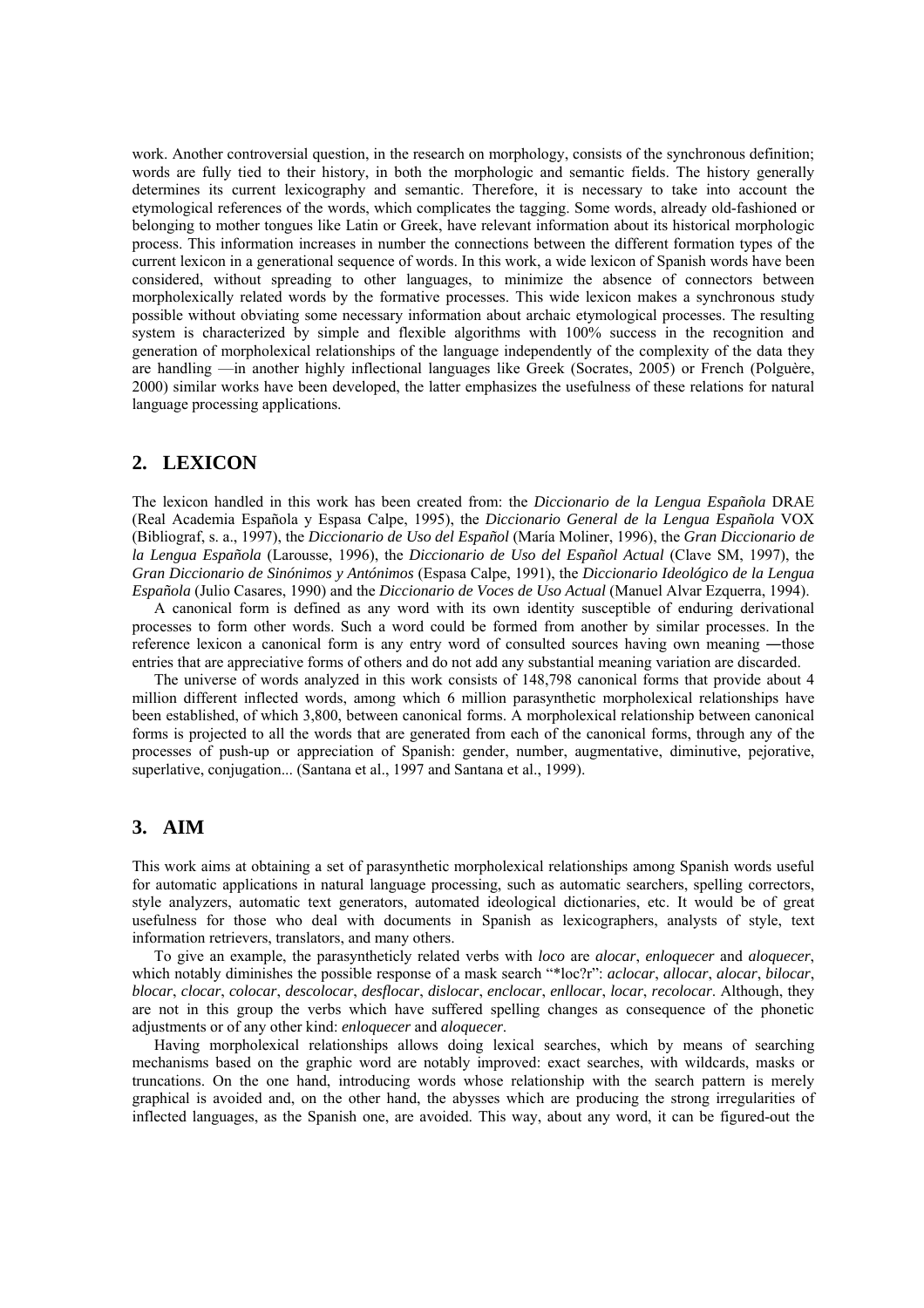work. Another controversial question, in the research on morphology, consists of the synchronous definition; words are fully tied to their history, in both the morphologic and semantic fields. The history generally determines its current lexicography and semantic. Therefore, it is necessary to take into account the etymological references of the words, which complicates the tagging. Some words, already old-fashioned or belonging to mother tongues like Latin or Greek, have relevant information about its historical morphologic process. This information increases in number the connections between the different formation types of the current lexicon in a generational sequence of words. In this work, a wide lexicon of Spanish words have been considered, without spreading to other languages, to minimize the absence of connectors between morpholexically related words by the formative processes. This wide lexicon makes a synchronous study possible without obviating some necessary information about archaic etymological processes. The resulting system is characterized by simple and flexible algorithms with 100% success in the recognition and generation of morpholexical relationships of the language independently of the complexity of the data they are handling —in another highly inflectional languages like Greek (Socrates, 2005) or French (Polguère, 2000) similar works have been developed, the latter emphasizes the usefulness of these relations for natural language processing applications.

## 2. LEXICON

The lexicon handled in this work has been created from: the *Diccionario de la Lengua Española* DRAE (Real Academia Española y Espasa Calpe, 1995), the *Diccionario General de la Lengua Española* VOX (Bibliograf, s. a., 1997), the *Diccionario de Uso del Español* (María Moliner, 1996), the *Gran Diccionario de la Lengua Española* (Larousse, 1996), the *Diccionario de Uso del Español Actual* (Clave SM, 1997), the *Gran Diccionario de Sinónimos y Antónimos* (Espasa Calpe, 1991), the *Diccionario Ideológico de la Lengua Española* (Julio Casares, 1990) and the *Diccionario de Voces de Uso Actual* (Manuel Alvar Ezquerra, 1994).

A canonical form is defined as any word with its own identity susceptible of enduring derivational processes to form other words. Such a word could be formed from another by similar processes. In the reference lexicon a canonical form is any entry word of consulted sources having own meaning ―those entries that are appreciative forms of others and do not add any substantial meaning variation are discarded.

The universe of words analyzed in this work consists of 148,798 canonical forms that provide about 4 million different inflected words, among which 6 million parasynthetic morpholexical relationships have been established, of which 3,800, between canonical forms. A morpholexical relationship between canonical forms is projected to all the words that are generated from each of the canonical forms, through any of the processes of push-up or appreciation of Spanish: gender, number, augmentative, diminutive, pejorative, superlative, conjugation... (Santana et al., 1997 and Santana et al., 1999).

## 3. AIM

This work aims at obtaining a set of parasynthetic morpholexical relationships among Spanish words useful for automatic applications in natural language processing, such as automatic searchers, spelling correctors, style analyzers, automatic text generators, automated ideological dictionaries, etc. It would be of great usefulness for those who deal with documents in Spanish as lexicographers, analysts of style, text information retrievers, translators, and many others.

To give an example, the parasyntheticly related verbs with *loco* are *alocar*, *enloquecer* and *aloquecer*, which notably diminishes the possible response of a mask search "*loc?r": *aclocar*, *allocar*, *alocar*, *bilocar*, *blocar*, *clocar*, *colocar*, *descolocar*, *desflocar*, *dislocar*, *enclocar*, *enllocar*, *locar*, *recolocar*. Although, they are not in this group the verbs which have suffered spelling changes as consequence of the phonetic adjustments or of any other kind: *enloquecer* and *aloquecer*.

Having morpholexical relationships allows doing lexical searches, which by means of searching mechanisms based on the graphic word are notably improved: exact searches, with wildcards, masks or truncations. On the one hand, introducing words whose relationship with the search pattern is merely graphical is avoided and, on the other hand, the abysses which are producing the strong irregularities of inflected languages, as the Spanish one, are avoided. This way, about any word, it can be figured-out the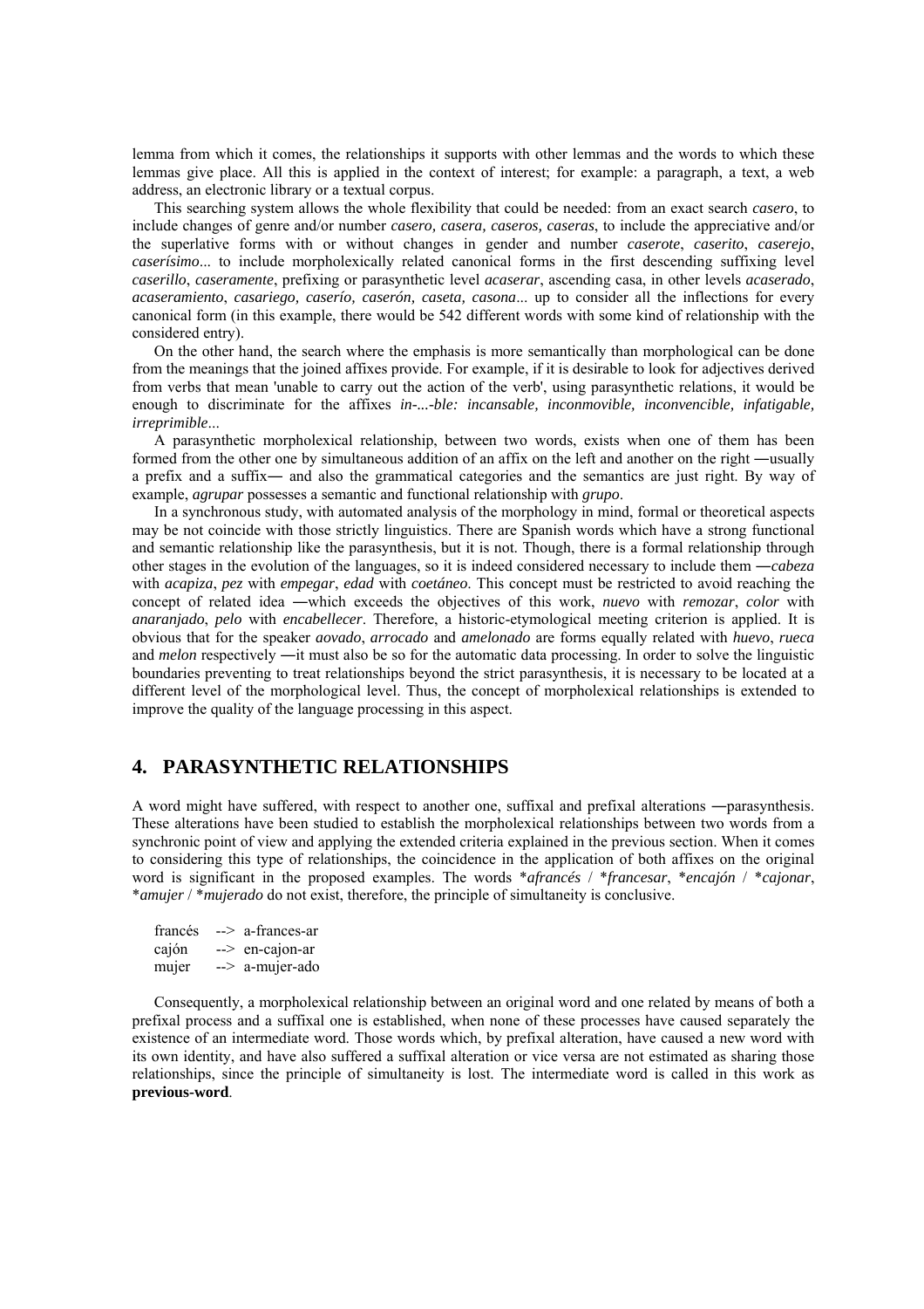lemma from which it comes, the relationships it supports with other lemmas and the words to which these lemmas give place. All this is applied in the context of interest; for example: a paragraph, a text, a web address, an electronic library or a textual corpus.

This searching system allows the whole flexibility that could be needed: from an exact search *casero*, to include changes of genre and/or number *casero, casera, caseros, caseras*, to include the appreciative and/or the superlative forms with or without changes in gender and number *caserote*, *caserito*, *caserejo*, *caserísimo*... to include morpholexically related canonical forms in the first descending suffixing level *caserillo*, *caseramente*, prefixing or parasynthetic level *acaserar*, ascending casa, in other levels *acaserado*, *acaseramiento*, *casariego, caserío, caserón, caseta, casona*... up to consider all the inflections for every canonical form (in this example, there would be 542 different words with some kind of relationship with the considered entry).

On the other hand, the search where the emphasis is more semantically than morphological can be done from the meanings that the joined affixes provide. For example, if it is desirable to look for adjectives derived from verbs that mean 'unable to carry out the action of the verb', using parasynthetic relations, it would be enough to discriminate for the affixes *in-...-ble: incansable, inconmovible, inconvencible, infatigable, irreprimible*...

A parasynthetic morpholexical relationship, between two words, exists when one of them has been formed from the other one by simultaneous addition of an affix on the left and another on the right ―usually a prefix and a suffix― and also the grammatical categories and the semantics are just right. By way of example, *agrupar* possesses a semantic and functional relationship with *grupo*.

In a synchronous study, with automated analysis of the morphology in mind, formal or theoretical aspects may be not coincide with those strictly linguistics. There are Spanish words which have a strong functional and semantic relationship like the parasynthesis, but it is not. Though, there is a formal relationship through other stages in the evolution of the languages, so it is indeed considered necessary to include them ―*cabeza* with *acapiza*, *pez* with *empegar*, *edad* with *coetáneo*. This concept must be restricted to avoid reaching the concept of related idea ―which exceeds the objectives of this work, *nuevo* with *remozar*, *color* with *anaranjado*, *pelo* with *encabellecer*. Therefore, a historic-etymological meeting criterion is applied. It is obvious that for the speaker *aovado*, *arrocado* and *amelonado* are forms equally related with *huevo*, *rueca* and *melon* respectively ―it must also be so for the automatic data processing. In order to solve the linguistic boundaries preventing to treat relationships beyond the strict parasynthesis, it is necessary to be located at a different level of the morphological level. Thus, the concept of morpholexical relationships is extended to improve the quality of the language processing in this aspect.

## 4. PARASYNTHETIC RELATIONSHIPS

A word might have suffered, with respect to another one, suffixal and prefixal alterations ―parasynthesis. These alterations have been studied to establish the morpholexical relationships between two words from a synchronic point of view and applying the extended criteria explained in the previous section. When it comes to considering this type of relationships, the coincidence in the application of both affixes on the original word is significant in the proposed examples. The words \**afrancés* / \**francesar*, \**encajón* / \**cajonar*, \**amujer* / \**mujerado* do not exist, therefore, the principle of simultaneity is conclusive.

```
francés  --> a-frances-ar
cajón    --> en-cajon-ar
mujer    --> a-mujer-ado
```

Consequently, a morpholexical relationship between an original word and one related by means of both a prefixal process and a suffixal one is established, when none of these processes have caused separately the existence of an intermediate word. Those words which, by prefixal alteration, have caused a new word with its own identity, and have also suffered a suffixal alteration or vice versa are not estimated as sharing those relationships, since the principle of simultaneity is lost. The intermediate word is called in this work as **previous-word**.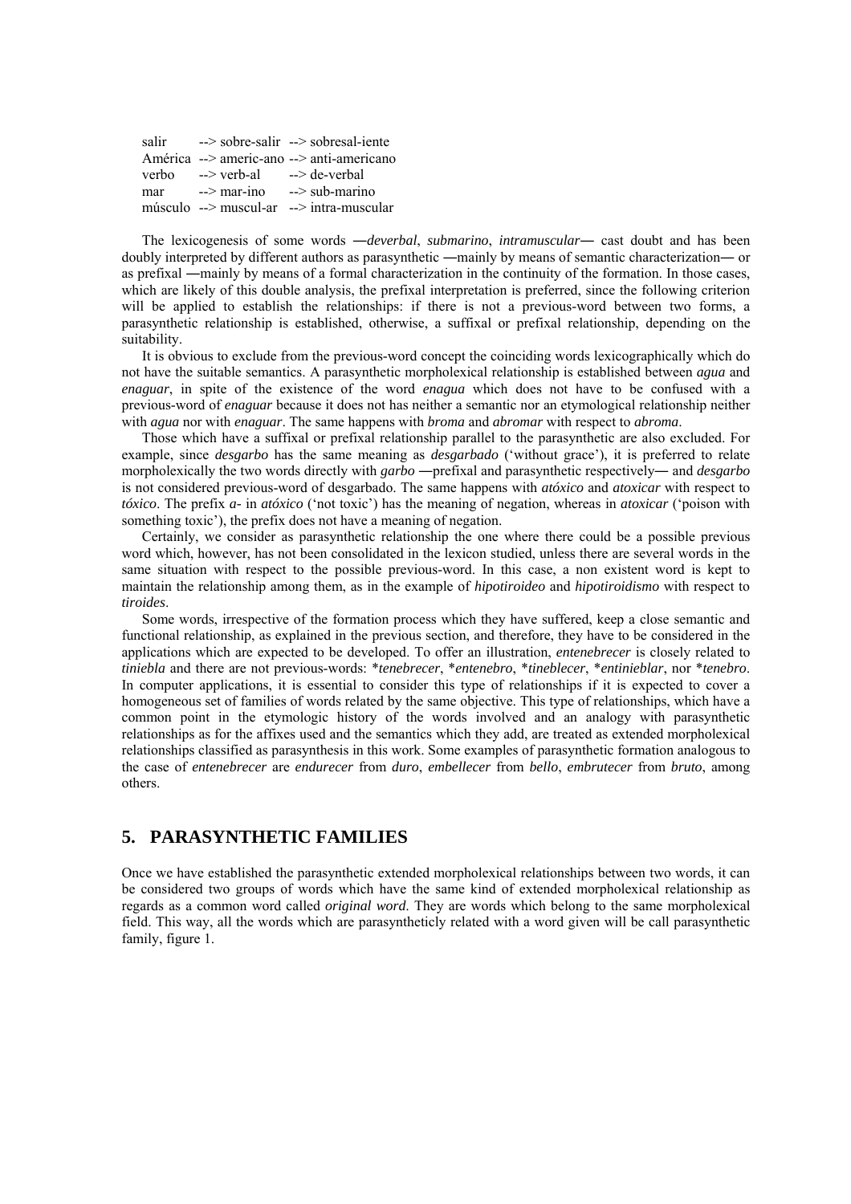```
salir    --> sobre-salir  --> sobresal-iente
América  --> americ-ano   --> anti-americano
verbo    --> verb-al      --> de-verbal
mar      --> mar-ino      --> sub-marino
músculo  --> muscul-ar    --> intra-muscular
```

The lexicogenesis of some words ―*deverbal*, *submarino*, *intramuscular*― cast doubt and has been doubly interpreted by different authors as parasynthetic ―mainly by means of semantic characterization― or as prefixal ―mainly by means of a formal characterization in the continuity of the formation. In those cases, which are likely of this double analysis, the prefixal interpretation is preferred, since the following criterion will be applied to establish the relationships: if there is not a previous-word between two forms, a parasynthetic relationship is established, otherwise, a suffixal or prefixal relationship, depending on the suitability.

It is obvious to exclude from the previous-word concept the coinciding words lexicographically which do not have the suitable semantics. A parasynthetic morpholexical relationship is established between *agua* and *enaguar*, in spite of the existence of the word *enagua* which does not have to be confused with a previous-word of *enaguar* because it does not has neither a semantic nor an etymological relationship neither with *agua* nor with *enaguar*. The same happens with *broma* and *abromar* with respect to *abroma*.

Those which have a suffixal or prefixal relationship parallel to the parasynthetic are also excluded. For example, since *desgarbo* has the same meaning as *desgarbado* ('without grace'), it is preferred to relate morpholexically the two words directly with *garbo* ―prefixal and parasynthetic respectively― and *desgarbo* is not considered previous-word of desgarbado. The same happens with *atóxico* and *atoxicar* with respect to *tóxico*. The prefix *a-* in *atóxico* ('not toxic') has the meaning of negation, whereas in *atoxicar* ('poison with something toxic'), the prefix does not have a meaning of negation.

Certainly, we consider as parasynthetic relationship the one where there could be a possible previous word which, however, has not been consolidated in the lexicon studied, unless there are several words in the same situation with respect to the possible previous-word. In this case, a non existent word is kept to maintain the relationship among them, as in the example of *hipotiroideo* and *hipotiroidismo* with respect to *tiroides*.

Some words, irrespective of the formation process which they have suffered, keep a close semantic and functional relationship, as explained in the previous section, and therefore, they have to be considered in the applications which are expected to be developed. To offer an illustration, *entenebrecer* is closely related to *tiniebla* and there are not previous-words: \**tenebrecer*, \**entenebro*, \**tineblecer*, \**entinieblar*, nor \**tenebro*. In computer applications, it is essential to consider this type of relationships if it is expected to cover a homogeneous set of families of words related by the same objective. This type of relationships, which have a common point in the etymologic history of the words involved and an analogy with parasynthetic relationships as for the affixes used and the semantics which they add, are treated as extended morpholexical relationships classified as parasynthesis in this work. Some examples of parasynthetic formation analogous to the case of *entenebrecer* are *endurecer* from *duro*, *embellecer* from *bello*, *embrutecer* from *bruto*, among others.

## 5. PARASYNTHETIC FAMILIES

Once we have established the parasynthetic extended morpholexical relationships between two words, it can be considered two groups of words which have the same kind of extended morpholexical relationship as regards as a common word called *original word*. They are words which belong to the same morpholexical field. This way, all the words which are parasyntheticly related with a word given will be call parasynthetic family, figure 1.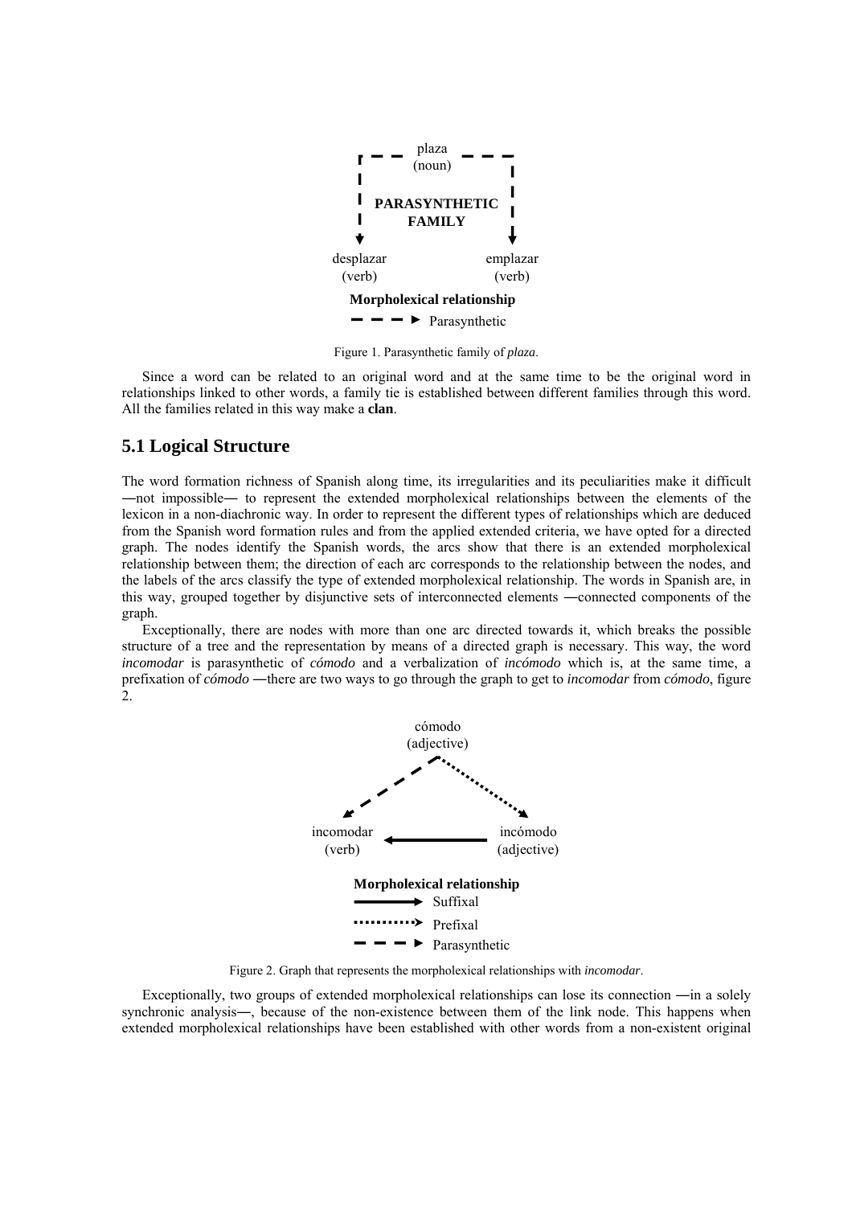Figure 1. Parasynthetic family of *plaza*.

Since a word can be related to an original word and at the same time to be the original word in relationships linked to other words, a family tie is established between different families through this word. All the families related in this way make a **clan**.

## 5.1 Logical Structure

The word formation richness of Spanish along time, its irregularities and its peculiarities make it difficult ―not impossible― to represent the extended morpholexical relationships between the elements of the lexicon in a non-diachronic way. In order to represent the different types of relationships which are deduced from the Spanish word formation rules and from the applied extended criteria, we have opted for a directed graph. The nodes identify the Spanish words, the arcs show that there is an extended morpholexical relationship between them; the direction of each arc corresponds to the relationship between the nodes, and the labels of the arcs classify the type of extended morpholexical relationship. The words in Spanish are, in this way, grouped together by disjunctive sets of interconnected elements ―connected components of the graph.

Exceptionally, there are nodes with more than one arc directed towards it, which breaks the possible structure of a tree and the representation by means of a directed graph is necessary. This way, the word *incomodar* is parasynthetic of *cómodo* and a verbalization of *incómodo* which is, at the same time, a prefixation of *cómodo* ―there are two ways to go through the graph to get to *incomodar* from *cómodo*, figure 2.

Figure 2. Graph that represents the morpholexical relationships with *incomodar*.

Exceptionally, two groups of extended morpholexical relationships can lose its connection ―in a solely synchronic analysis―, because of the non-existence between them of the link node. This happens when extended morpholexical relationships have been established with other words from a non-existent original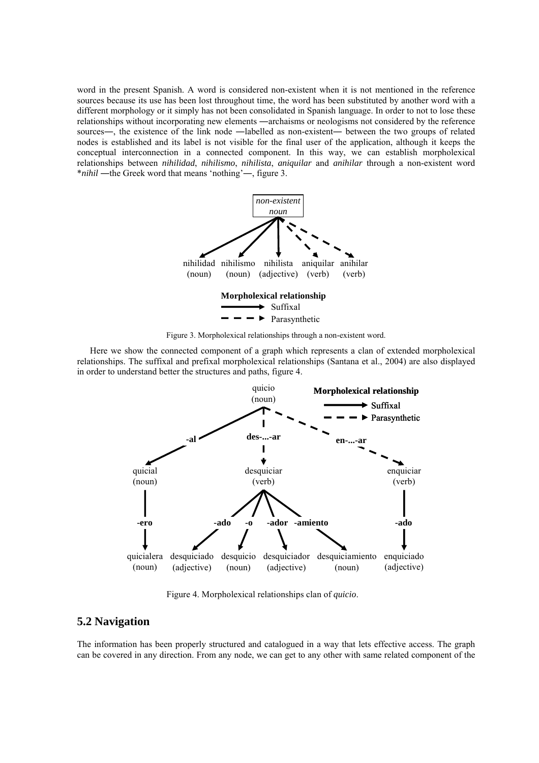word in the present Spanish. A word is considered non-existent when it is not mentioned in the reference sources because its use has been lost throughout time, the word has been substituted by another word with a different morphology or it simply has not been consolidated in Spanish language. In order to not to lose these relationships without incorporating new elements ―archaisms or neologisms not considered by the reference sources―, the existence of the link node ―labelled as non-existent― between the two groups of related nodes is established and its label is not visible for the final user of the application, although it keeps the conceptual interconnection in a connected component. In this way, we can establish morpholexical relationships between *nihilidad*, *nihilismo*, *nihilista*, *aniquilar* and *anihilar* through a non-existent word **nihil* ―the Greek word that means 'nothing'―, figure 3.

Figure 3. Morpholexical relationships through a non-existent word.

Here we show the connected component of a graph which represents a clan of extended morpholexical relationships. The suffixal and prefixal morpholexical relationships (Santana et al., 2004) are also displayed in order to understand better the structures and paths, figure 4.

Figure 4. Morpholexical relationships clan of *quicio*.

## 5.2 Navigation

The information has been properly structured and catalogued in a way that lets effective access. The graph can be covered in any direction. From any node, we can get to any other with same related component of the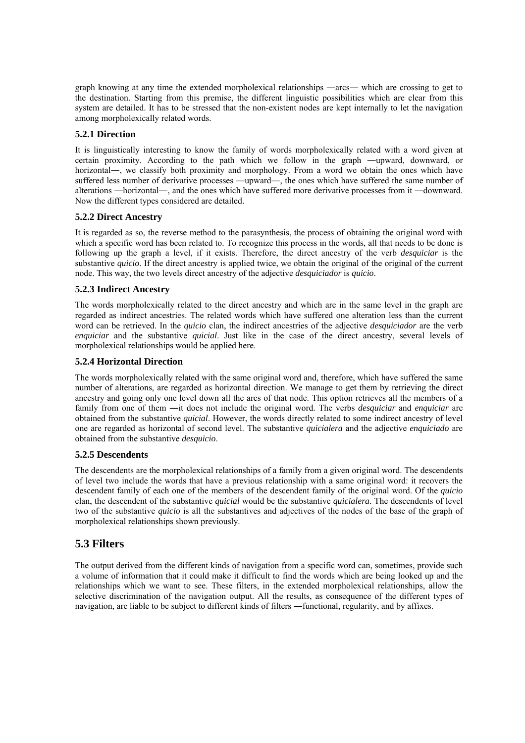graph knowing at any time the extended morpholexical relationships ―arcs― which are crossing to get to the destination. Starting from this premise, the different linguistic possibilities which are clear from this system are detailed. It has to be stressed that the non-existent nodes are kept internally to let the navigation among morpholexically related words.

### 5.2.1 Direction

It is linguistically interesting to know the family of words morpholexically related with a word given at certain proximity. According to the path which we follow in the graph ―upward, downward, or horizontal―, we classify both proximity and morphology. From a word we obtain the ones which have suffered less number of derivative processes ―upward―, the ones which have suffered the same number of alterations ―horizontal―, and the ones which have suffered more derivative processes from it ―downward. Now the different types considered are detailed.

### 5.2.2 Direct Ancestry

It is regarded as so, the reverse method to the parasynthesis, the process of obtaining the original word with which a specific word has been related to. To recognize this process in the words, all that needs to be done is following up the graph a level, if it exists. Therefore, the direct ancestry of the verb *desquiciar* is the substantive *quicio*. If the direct ancestry is applied twice, we obtain the original of the original of the current node. This way, the two levels direct ancestry of the adjective *desquiciador* is *quicio*.

### 5.2.3 Indirect Ancestry

The words morpholexically related to the direct ancestry and which are in the same level in the graph are regarded as indirect ancestries. The related words which have suffered one alteration less than the current word can be retrieved. In the *quicio* clan, the indirect ancestries of the adjective *desquiciador* are the verb *enquiciar* and the substantive *quicial*. Just like in the case of the direct ancestry, several levels of morpholexical relationships would be applied here.

### 5.2.4 Horizontal Direction

The words morpholexically related with the same original word and, therefore, which have suffered the same number of alterations, are regarded as horizontal direction. We manage to get them by retrieving the direct ancestry and going only one level down all the arcs of that node. This option retrieves all the members of a family from one of them ―it does not include the original word. The verbs *desquiciar* and *enquiciar* are obtained from the substantive *quicial*. However, the words directly related to some indirect ancestry of level one are regarded as horizontal of second level. The substantive *quicialera* and the adjective *enquiciado* are obtained from the substantive *desquicio*.

### 5.2.5 Descendents

The descendents are the morpholexical relationships of a family from a given original word. The descendents of level two include the words that have a previous relationship with a same original word: it recovers the descendent family of each one of the members of the descendent family of the original word. Of the *quicio* clan, the descendent of the substantive *quicial* would be the substantive *quicialera*. The descendents of level two of the substantive *quicio* is all the substantives and adjectives of the nodes of the base of the graph of morpholexical relationships shown previously.

## 5.3 Filters

The output derived from the different kinds of navigation from a specific word can, sometimes, provide such a volume of information that it could make it difficult to find the words which are being looked up and the relationships which we want to see. These filters, in the extended morpholexical relationships, allow the selective discrimination of the navigation output. All the results, as consequence of the different types of navigation, are liable to be subject to different kinds of filters ―functional, regularity, and by affixes.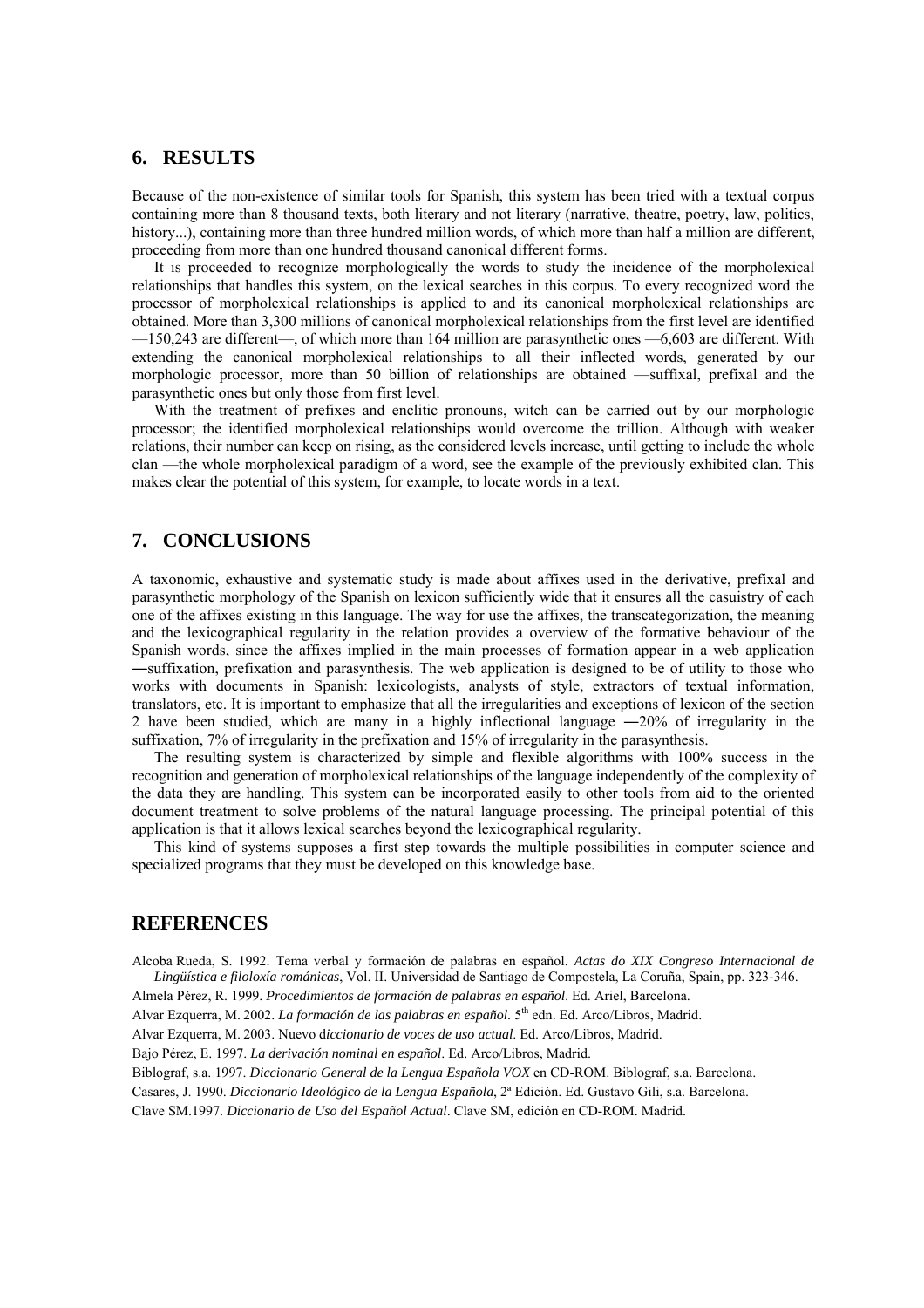## 6. RESULTS

Because of the non-existence of similar tools for Spanish, this system has been tried with a textual corpus containing more than 8 thousand texts, both literary and not literary (narrative, theatre, poetry, law, politics, history...), containing more than three hundred million words, of which more than half a million are different, proceeding from more than one hundred thousand canonical different forms.

It is proceeded to recognize morphologically the words to study the incidence of the morpholexical relationships that handles this system, on the lexical searches in this corpus. To every recognized word the processor of morpholexical relationships is applied to and its canonical morpholexical relationships are obtained. More than 3,300 millions of canonical morpholexical relationships from the first level are identified —150,243 are different—, of which more than 164 million are parasynthetic ones —6,603 are different. With extending the canonical morpholexical relationships to all their inflected words, generated by our morphologic processor, more than 50 billion of relationships are obtained —suffixal, prefixal and the parasynthetic ones but only those from first level.

With the treatment of prefixes and enclitic pronouns, witch can be carried out by our morphologic processor; the identified morpholexical relationships would overcome the trillion. Although with weaker relations, their number can keep on rising, as the considered levels increase, until getting to include the whole clan —the whole morpholexical paradigm of a word, see the example of the previously exhibited clan. This makes clear the potential of this system, for example, to locate words in a text.

## 7. CONCLUSIONS

A taxonomic, exhaustive and systematic study is made about affixes used in the derivative, prefixal and parasynthetic morphology of the Spanish on lexicon sufficiently wide that it ensures all the casuistry of each one of the affixes existing in this language. The way for use the affixes, the transcategorization, the meaning and the lexicographical regularity in the relation provides a overview of the formative behaviour of the Spanish words, since the affixes implied in the main processes of formation appear in a web application ―suffixation, prefixation and parasynthesis. The web application is designed to be of utility to those who works with documents in Spanish: lexicologists, analysts of style, extractors of textual information, translators, etc. It is important to emphasize that all the irregularities and exceptions of lexicon of the section 2 have been studied, which are many in a highly inflectional language ―20% of irregularity in the suffixation, 7% of irregularity in the prefixation and 15% of irregularity in the parasynthesis.

The resulting system is characterized by simple and flexible algorithms with 100% success in the recognition and generation of morpholexical relationships of the language independently of the complexity of the data they are handling. This system can be incorporated easily to other tools from aid to the oriented document treatment to solve problems of the natural language processing. The principal potential of this application is that it allows lexical searches beyond the lexicographical regularity.

This kind of systems supposes a first step towards the multiple possibilities in computer science and specialized programs that they must be developed on this knowledge base.

## REFERENCES

Alcoba Rueda, S. 1992. Tema verbal y formación de palabras en español. *Actas do XIX Congreso Internacional de Lingüística e filoloxía románicas*, Vol. II. Universidad de Santiago de Compostela, La Coruña, Spain, pp. 323-346.

Almela Pérez, R. 1999. *Procedimientos de formación de palabras en español*. Ed. Ariel, Barcelona.

Alvar Ezquerra, M. 2002. *La formación de las palabras en español*. 5th edn. Ed. Arco/Libros, Madrid.

Alvar Ezquerra, M. 2003. Nuevo d*iccionario de voces de uso actual*. Ed. Arco/Libros, Madrid.

Bajo Pérez, E. 1997. *La derivación nominal en español*. Ed. Arco/Libros, Madrid.

Biblograf, s.a. 1997. *Diccionario General de la Lengua Española VOX* en CD-ROM. Biblograf, s.a. Barcelona.

Casares, J. 1990. *Diccionario Ideológico de la Lengua Española*, 2ª Edición. Ed. Gustavo Gili, s.a. Barcelona.

Clave SM.1997. *Diccionario de Uso del Español Actual*. Clave SM, edición en CD-ROM. Madrid.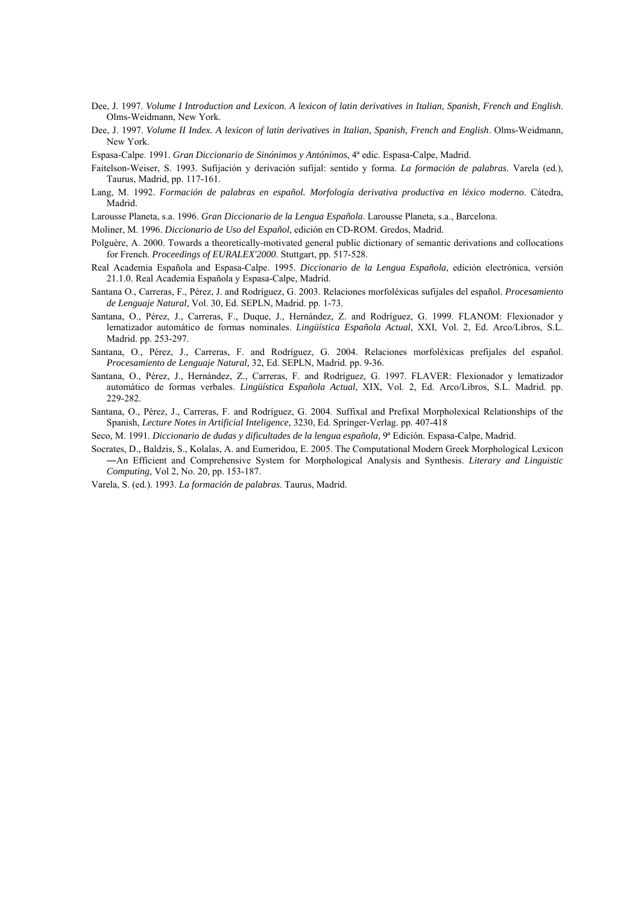Dee, J. 1997. *Volume I Introduction and Lexicon. A lexicon of latin derivatives in Italian, Spanish, French and English*. Olms-Weidmann, New York.

Dee, J. 1997. *Volume II Index. A lexicon of latin derivatives in Italian, Spanish, French and English*. Olms-Weidmann, New York.

Espasa-Calpe. 1991. *Gran Diccionario de Sinónimos y Antónimos*, 4ª edic. Espasa-Calpe, Madrid.

Faitelson-Weiser, S. 1993. Sufijación y derivación sufijal: sentido y forma. *La formación de palabras*. Varela (ed.), Taurus, Madrid, pp. 117-161.

Lang, M. 1992. *Formación de palabras en español. Morfología derivativa productiva en léxico moderno*. Cátedra, Madrid.

Larousse Planeta, s.a. 1996. *Gran Diccionario de la Lengua Española*. Larousse Planeta, s.a., Barcelona.

Moliner, M. 1996. *Diccionario de Uso del Español*, edición en CD-ROM. Gredos, Madrid.

Polguère, A. 2000. Towards a theoretically-motivated general public dictionary of semantic derivations and collocations for French. *Proceedings of EURALEX'2000*. Stuttgart, pp. 517-528.

Real Academia Española and Espasa-Calpe. 1995. *Diccionario de la Lengua Española*, edición electrónica, versión 21.1.0. Real Academia Española y Espasa-Calpe, Madrid.

Santana O., Carreras, F., Pérez, J. and Rodríguez, G. 2003. Relaciones morfoléxicas sufijales del español. *Procesamiento de Lenguaje Natural,* Vol. 30, Ed. SEPLN, Madrid. pp. 1-73.

Santana, O., Pérez, J., Carreras, F., Duque, J., Hernández, Z. and Rodríguez, G. 1999. FLANOM: Flexionador y lematizador automático de formas nominales. *Lingüística Española Actual*, XXI, Vol. 2, Ed. Arco/Libros, S.L. Madrid. pp. 253-297.

Santana, O., Pérez, J., Carreras, F. and Rodríguez, G. 2004. Relaciones morfoléxicas prefijales del español. *Procesamiento de Lenguaje Natural,* 32, Ed. SEPLN, Madrid. pp. 9-36.

Santana, O., Pérez, J., Hernández, Z., Carreras, F. and Rodríguez, G. 1997. FLAVER: Flexionador y lematizador automático de formas verbales. *Lingüística Española Actual*, XIX, Vol. 2, Ed. Arco/Libros, S.L. Madrid. pp. 229-282.

Santana, O., Pérez, J., Carreras, F. and Rodríguez, G. 2004. Suffixal and Prefixal Morpholexical Relationships of the Spanish, *Lecture Notes in Artificial Inteligence,* 3230, Ed. Springer-Verlag. pp. 407-418

Seco, M. 1991. *Diccionario de dudas y dificultades de la lengua española*, 9ª Edición. Espasa-Calpe, Madrid.

Socrates, D., Baldzis, S., Kolalas, A. and Eumeridou, E. 2005. The Computational Modern Greek Morphological Lexicon ―An Efficient and Comprehensive System for Morphological Analysis and Synthesis. *Literary and Linguistic Computing*, Vol 2, No. 20, pp. 153-187.

Varela, S. (ed.). 1993. *La formación de palabras*. Taurus, Madrid.